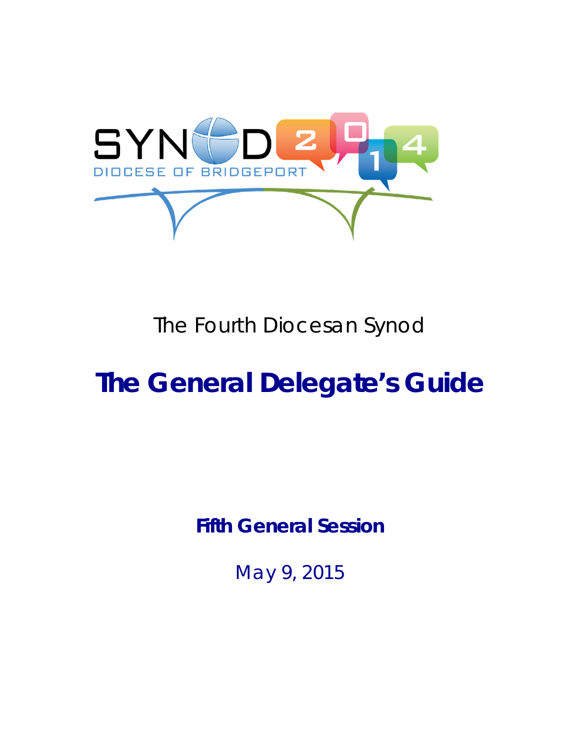The Fourth Diocesan Synod

# The General Delegate's Guide

**Fifth General Session**

May 9, 2015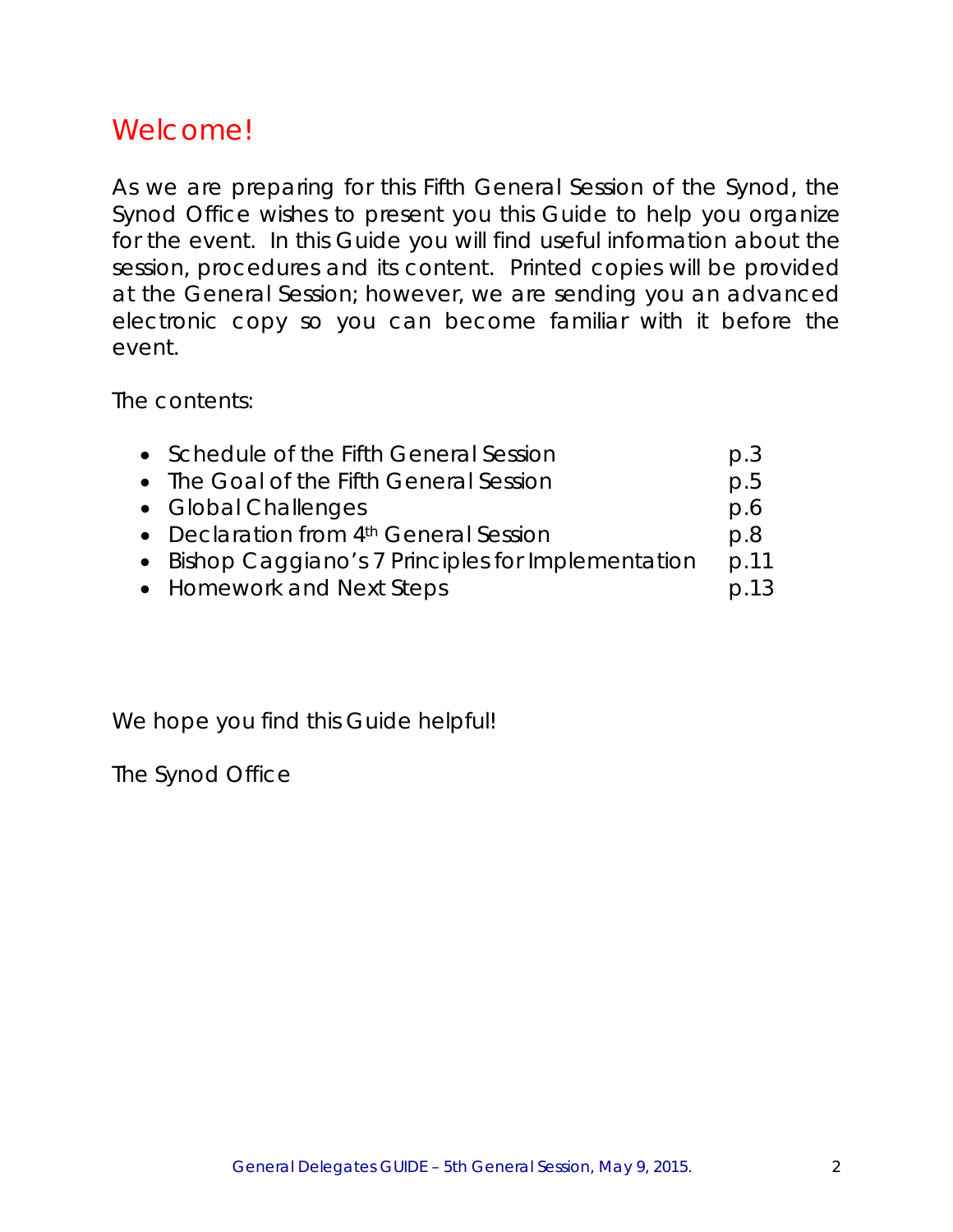# Welcome!

As we are preparing for this Fifth General Session of the Synod, the Synod Office wishes to present you this Guide to help you organize for the event. In this Guide you will find useful information about the session, procedures and its content. Printed copies will be provided at the General Session; however, we are sending you an advanced electronic copy so you can become familiar with it before the event.

The contents:

- Schedule of the Fifth General Session p.3
- The Goal of the Fifth General Session p.5
- Global Challenges p.6
- Declaration from 4th General Session p.8
- Bishop Caggiano's 7 Principles for Implementation p.11
- Homework and Next Steps p.13

We hope you find this Guide helpful!

The Synod Office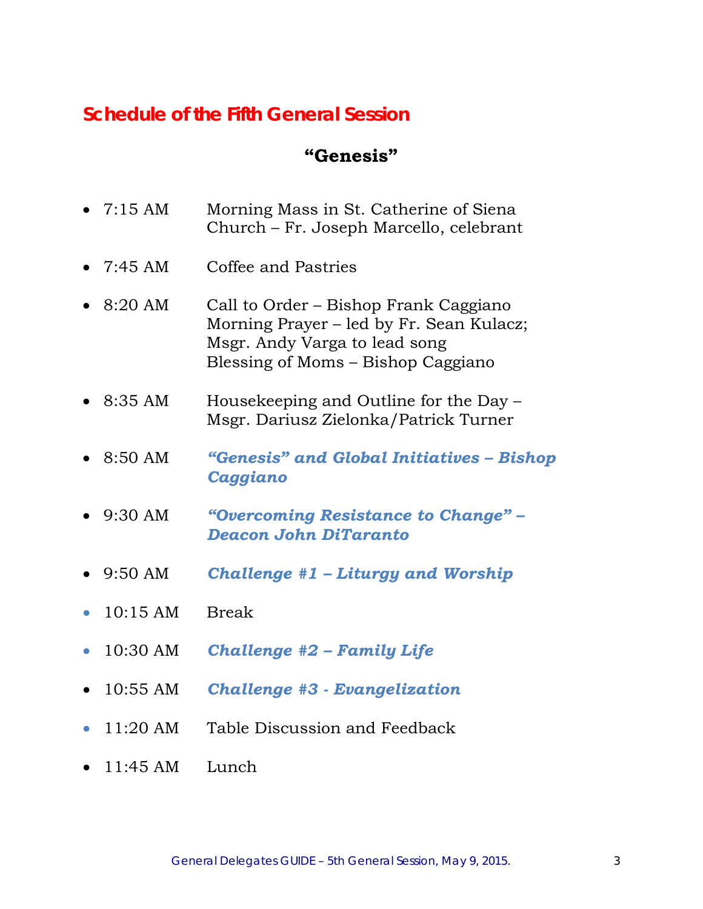## Schedule of the Fifth General Session

### "Genesis"

- 7:15 AM — Morning Mass in St. Catherine of Siena Church – Fr. Joseph Marcello, celebrant
- 7:45 AM — Coffee and Pastries
- 8:20 AM — Call to Order – Bishop Frank Caggiano
  Morning Prayer – led by Fr. Sean Kulacz; Msgr. Andy Varga to lead song
  Blessing of Moms – Bishop Caggiano
- 8:35 AM — Housekeeping and Outline for the Day – Msgr. Dariusz Zielonka/Patrick Turner
- 8:50 AM — ***"Genesis" and Global Initiatives – Bishop Caggiano***
- 9:30 AM — ***"Overcoming Resistance to Change" – Deacon John DiTaranto***
- 9:50 AM — ***Challenge #1 – Liturgy and Worship***
- 10:15 AM — Break
- 10:30 AM — ***Challenge #2 – Family Life***
- 10:55 AM — ***Challenge #3 - Evangelization***
- 11:20 AM — Table Discussion and Feedback
- 11:45 AM — Lunch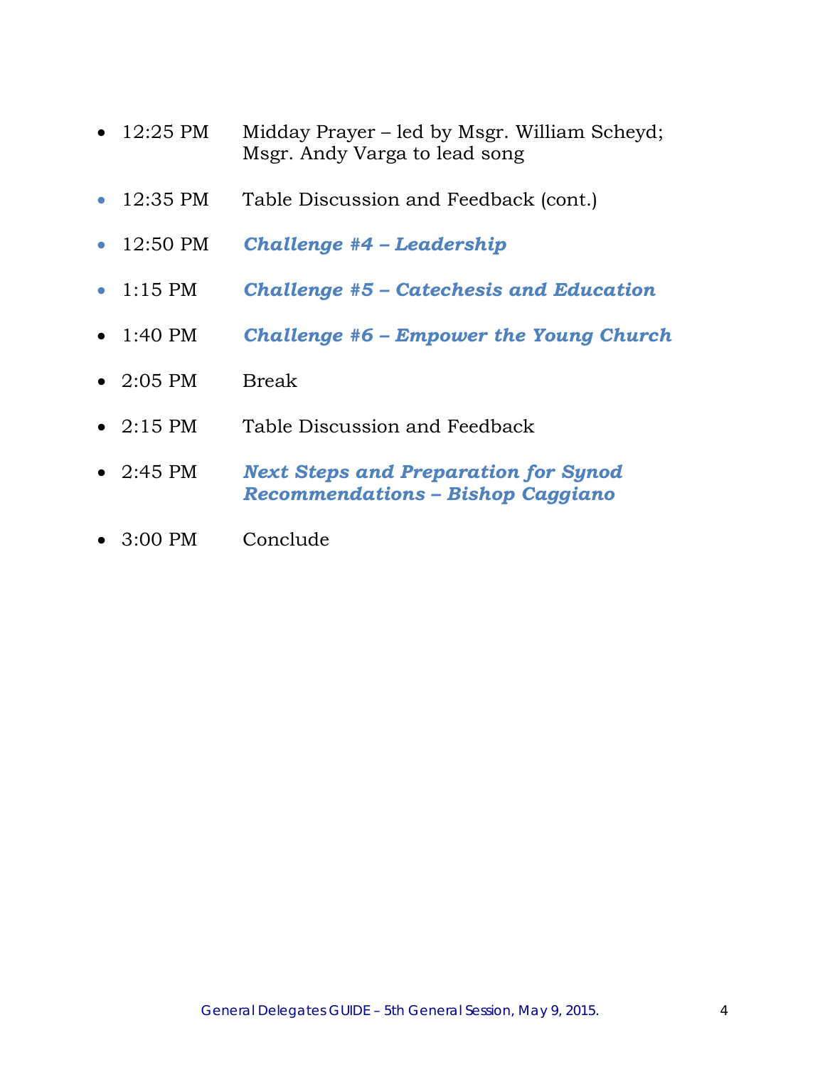- 12:25 PM Midday Prayer – led by Msgr. William Scheyd; Msgr. Andy Varga to lead song
- 12:35 PM Table Discussion and Feedback (cont.)
- 12:50 PM ***Challenge #4 – Leadership***
- 1:15 PM ***Challenge #5 – Catechesis and Education***
- 1:40 PM ***Challenge #6 – Empower the Young Church***
- 2:05 PM Break
- 2:15 PM Table Discussion and Feedback
- 2:45 PM ***Next Steps and Preparation for Synod Recommendations – Bishop Caggiano***
- 3:00 PM Conclude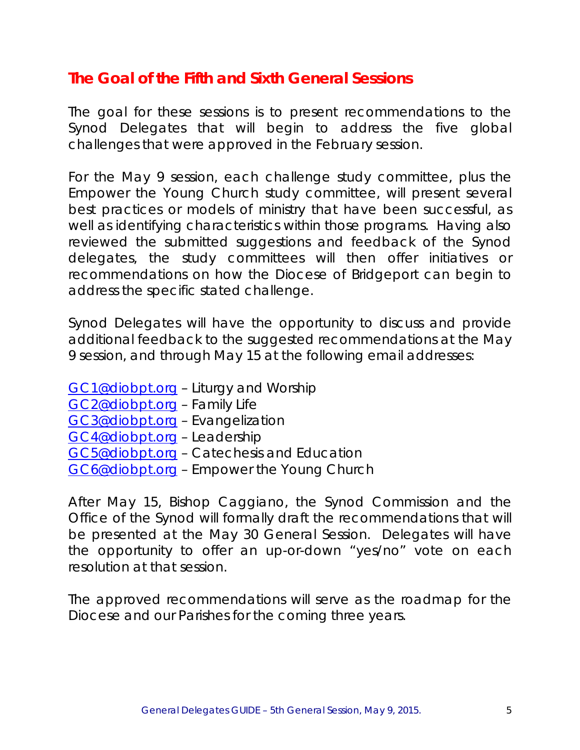## The Goal of the Fifth and Sixth General Sessions

The goal for these sessions is to present recommendations to the Synod Delegates that will begin to address the five global challenges that were approved in the February session.

For the May 9 session, each challenge study committee, plus the Empower the Young Church study committee, will present several best practices or models of ministry that have been successful, as well as identifying characteristics within those programs. Having also reviewed the submitted suggestions and feedback of the Synod delegates, the study committees will then offer initiatives or recommendations on how the Diocese of Bridgeport can begin to address the specific stated challenge.

Synod Delegates will have the opportunity to discuss and provide additional feedback to the suggested recommendations at the May 9 session, and through May 15 at the following email addresses:

GC1@diobpt.org – Liturgy and Worship
GC2@diobpt.org – Family Life
GC3@diobpt.org – Evangelization
GC4@diobpt.org – Leadership
GC5@diobpt.org – Catechesis and Education
GC6@diobpt.org – Empower the Young Church

After May 15, Bishop Caggiano, the Synod Commission and the Office of the Synod will formally draft the recommendations that will be presented at the May 30 General Session. Delegates will have the opportunity to offer an up-or-down "yes/no" vote on each resolution at that session.

The approved recommendations will serve as the roadmap for the Diocese and our Parishes for the coming three years.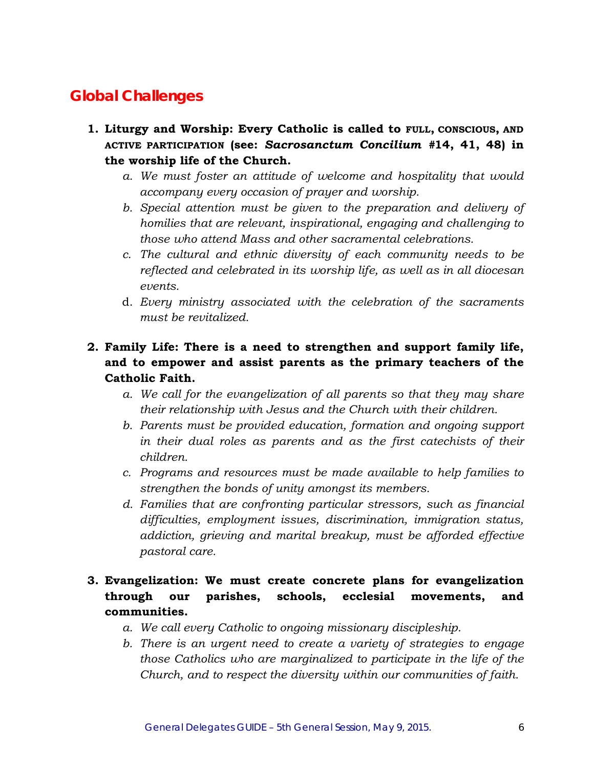## Global Challenges

1. **Liturgy and Worship: Every Catholic is called to FULL, CONSCIOUS, AND ACTIVE PARTICIPATION (see: *Sacrosanctum Concilium* #14, 41, 48) in the worship life of the Church.**
    a. *We must foster an attitude of welcome and hospitality that would accompany every occasion of prayer and worship.*
    b. *Special attention must be given to the preparation and delivery of homilies that are relevant, inspirational, engaging and challenging to those who attend Mass and other sacramental celebrations.*
    c. *The cultural and ethnic diversity of each community needs to be reflected and celebrated in its worship life, as well as in all diocesan events.*
    d. *Every ministry associated with the celebration of the sacraments must be revitalized.*

2. **Family Life: There is a need to strengthen and support family life, and to empower and assist parents as the primary teachers of the Catholic Faith.**
    a. *We call for the evangelization of all parents so that they may share their relationship with Jesus and the Church with their children.*
    b. *Parents must be provided education, formation and ongoing support in their dual roles as parents and as the first catechists of their children.*
    c. *Programs and resources must be made available to help families to strengthen the bonds of unity amongst its members.*
    d. *Families that are confronting particular stressors, such as financial difficulties, employment issues, discrimination, immigration status, addiction, grieving and marital breakup, must be afforded effective pastoral care.*

3. **Evangelization: We must create concrete plans for evangelization through our parishes, schools, ecclesial movements, and communities.**
    a. *We call every Catholic to ongoing missionary discipleship.*
    b. *There is an urgent need to create a variety of strategies to engage those Catholics who are marginalized to participate in the life of the Church, and to respect the diversity within our communities of faith.*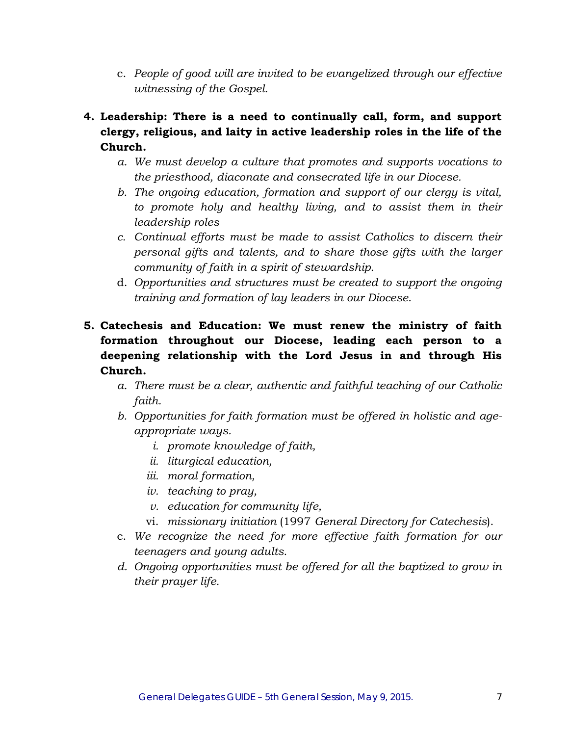c. *People of good will are invited to be evangelized through our effective witnessing of the Gospel.*

4. **Leadership: There is a need to continually call, form, and support clergy, religious, and laity in active leadership roles in the life of the Church.**
   a. *We must develop a culture that promotes and supports vocations to the priesthood, diaconate and consecrated life in our Diocese.*
   b. *The ongoing education, formation and support of our clergy is vital, to promote holy and healthy living, and to assist them in their leadership roles*
   c. *Continual efforts must be made to assist Catholics to discern their personal gifts and talents, and to share those gifts with the larger community of faith in a spirit of stewardship.*
   d. *Opportunities and structures must be created to support the ongoing training and formation of lay leaders in our Diocese.*

5. **Catechesis and Education: We must renew the ministry of faith formation throughout our Diocese, leading each person to a deepening relationship with the Lord Jesus in and through His Church.**
   a. *There must be a clear, authentic and faithful teaching of our Catholic faith.*
   b. *Opportunities for faith formation must be offered in holistic and age-appropriate ways.*
      i. *promote knowledge of faith,*
      ii. *liturgical education,*
      iii. *moral formation,*
      iv. *teaching to pray,*
      v. *education for community life,*
      vi. *missionary initiation* (1997 *General Directory for Catechesis*).
   c. *We recognize the need for more effective faith formation for our teenagers and young adults.*
   d. *Ongoing opportunities must be offered for all the baptized to grow in their prayer life.*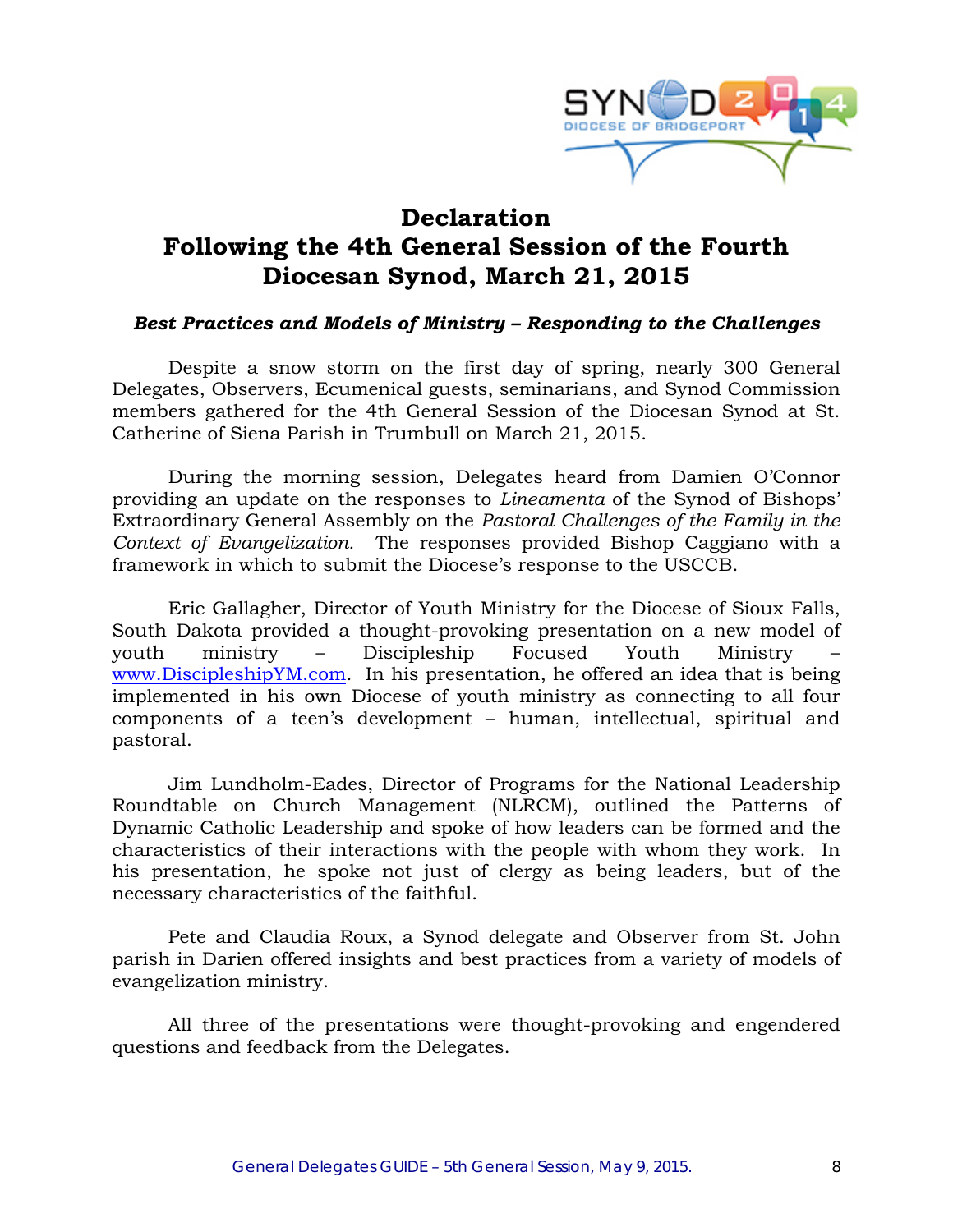# Declaration
# Following the 4th General Session of the Fourth Diocesan Synod, March 21, 2015

***Best Practices and Models of Ministry – Responding to the Challenges***

Despite a snow storm on the first day of spring, nearly 300 General Delegates, Observers, Ecumenical guests, seminarians, and Synod Commission members gathered for the 4th General Session of the Diocesan Synod at St. Catherine of Siena Parish in Trumbull on March 21, 2015.

During the morning session, Delegates heard from Damien O'Connor providing an update on the responses to *Lineamenta* of the Synod of Bishops' Extraordinary General Assembly on the *Pastoral Challenges of the Family in the Context of Evangelization.* The responses provided Bishop Caggiano with a framework in which to submit the Diocese's response to the USCCB.

Eric Gallagher, Director of Youth Ministry for the Diocese of Sioux Falls, South Dakota provided a thought-provoking presentation on a new model of youth ministry – Discipleship Focused Youth Ministry – www.DiscipleshipYM.com. In his presentation, he offered an idea that is being implemented in his own Diocese of youth ministry as connecting to all four components of a teen's development – human, intellectual, spiritual and pastoral.

Jim Lundholm-Eades, Director of Programs for the National Leadership Roundtable on Church Management (NLRCM), outlined the Patterns of Dynamic Catholic Leadership and spoke of how leaders can be formed and the characteristics of their interactions with the people with whom they work. In his presentation, he spoke not just of clergy as being leaders, but of the necessary characteristics of the faithful.

Pete and Claudia Roux, a Synod delegate and Observer from St. John parish in Darien offered insights and best practices from a variety of models of evangelization ministry.

All three of the presentations were thought-provoking and engendered questions and feedback from the Delegates.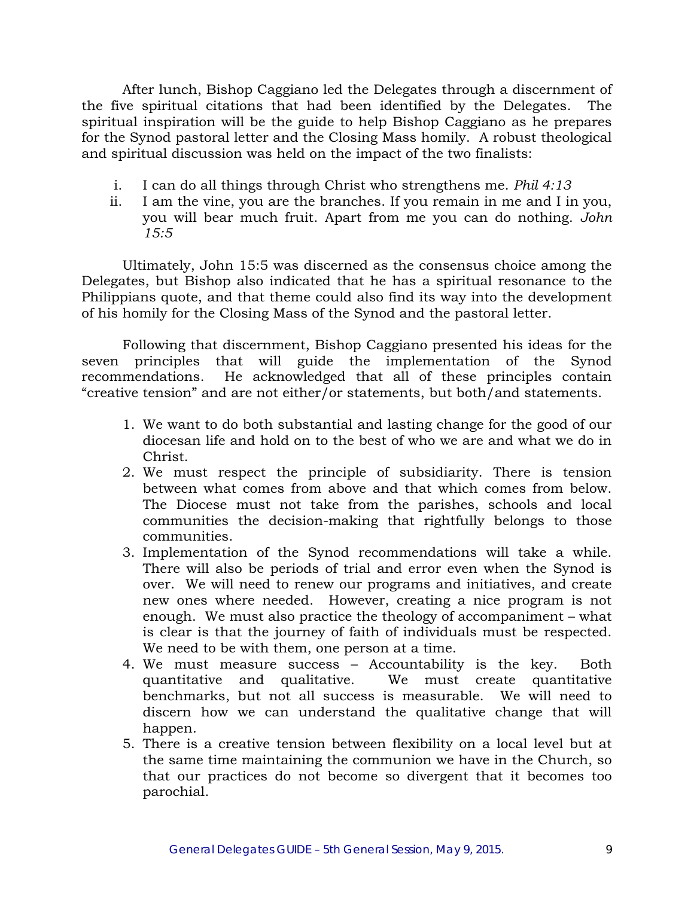After lunch, Bishop Caggiano led the Delegates through a discernment of the five spiritual citations that had been identified by the Delegates. The spiritual inspiration will be the guide to help Bishop Caggiano as he prepares for the Synod pastoral letter and the Closing Mass homily. A robust theological and spiritual discussion was held on the impact of the two finalists:

i. I can do all things through Christ who strengthens me. *Phil 4:13*
ii. I am the vine, you are the branches. If you remain in me and I in you, you will bear much fruit. Apart from me you can do nothing. *John 15:5*

Ultimately, John 15:5 was discerned as the consensus choice among the Delegates, but Bishop also indicated that he has a spiritual resonance to the Philippians quote, and that theme could also find its way into the development of his homily for the Closing Mass of the Synod and the pastoral letter.

Following that discernment, Bishop Caggiano presented his ideas for the seven principles that will guide the implementation of the Synod recommendations. He acknowledged that all of these principles contain "creative tension" and are not either/or statements, but both/and statements.

1. We want to do both substantial and lasting change for the good of our diocesan life and hold on to the best of who we are and what we do in Christ.
2. We must respect the principle of subsidiarity. There is tension between what comes from above and that which comes from below. The Diocese must not take from the parishes, schools and local communities the decision-making that rightfully belongs to those communities.
3. Implementation of the Synod recommendations will take a while. There will also be periods of trial and error even when the Synod is over. We will need to renew our programs and initiatives, and create new ones where needed. However, creating a nice program is not enough. We must also practice the theology of accompaniment – what is clear is that the journey of faith of individuals must be respected. We need to be with them, one person at a time.
4. We must measure success – Accountability is the key. Both quantitative and qualitative. We must create quantitative benchmarks, but not all success is measurable. We will need to discern how we can understand the qualitative change that will happen.
5. There is a creative tension between flexibility on a local level but at the same time maintaining the communion we have in the Church, so that our practices do not become so divergent that it becomes too parochial.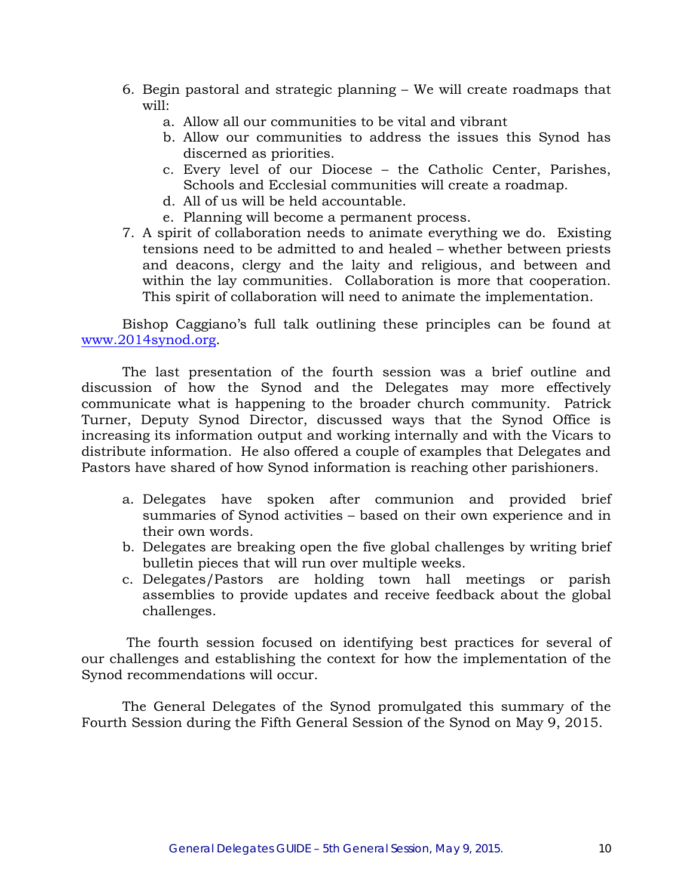6. Begin pastoral and strategic planning – We will create roadmaps that will:
    a. Allow all our communities to be vital and vibrant
    b. Allow our communities to address the issues this Synod has discerned as priorities.
    c. Every level of our Diocese – the Catholic Center, Parishes, Schools and Ecclesial communities will create a roadmap.
    d. All of us will be held accountable.
    e. Planning will become a permanent process.
7. A spirit of collaboration needs to animate everything we do. Existing tensions need to be admitted to and healed – whether between priests and deacons, clergy and the laity and religious, and between and within the lay communities. Collaboration is more that cooperation. This spirit of collaboration will need to animate the implementation.

Bishop Caggiano's full talk outlining these principles can be found at [www.2014synod.org](http://www.2014synod.org).

The last presentation of the fourth session was a brief outline and discussion of how the Synod and the Delegates may more effectively communicate what is happening to the broader church community. Patrick Turner, Deputy Synod Director, discussed ways that the Synod Office is increasing its information output and working internally and with the Vicars to distribute information. He also offered a couple of examples that Delegates and Pastors have shared of how Synod information is reaching other parishioners.

a. Delegates have spoken after communion and provided brief summaries of Synod activities – based on their own experience and in their own words.
b. Delegates are breaking open the five global challenges by writing brief bulletin pieces that will run over multiple weeks.
c. Delegates/Pastors are holding town hall meetings or parish assemblies to provide updates and receive feedback about the global challenges.

The fourth session focused on identifying best practices for several of our challenges and establishing the context for how the implementation of the Synod recommendations will occur.

The General Delegates of the Synod promulgated this summary of the Fourth Session during the Fifth General Session of the Synod on May 9, 2015.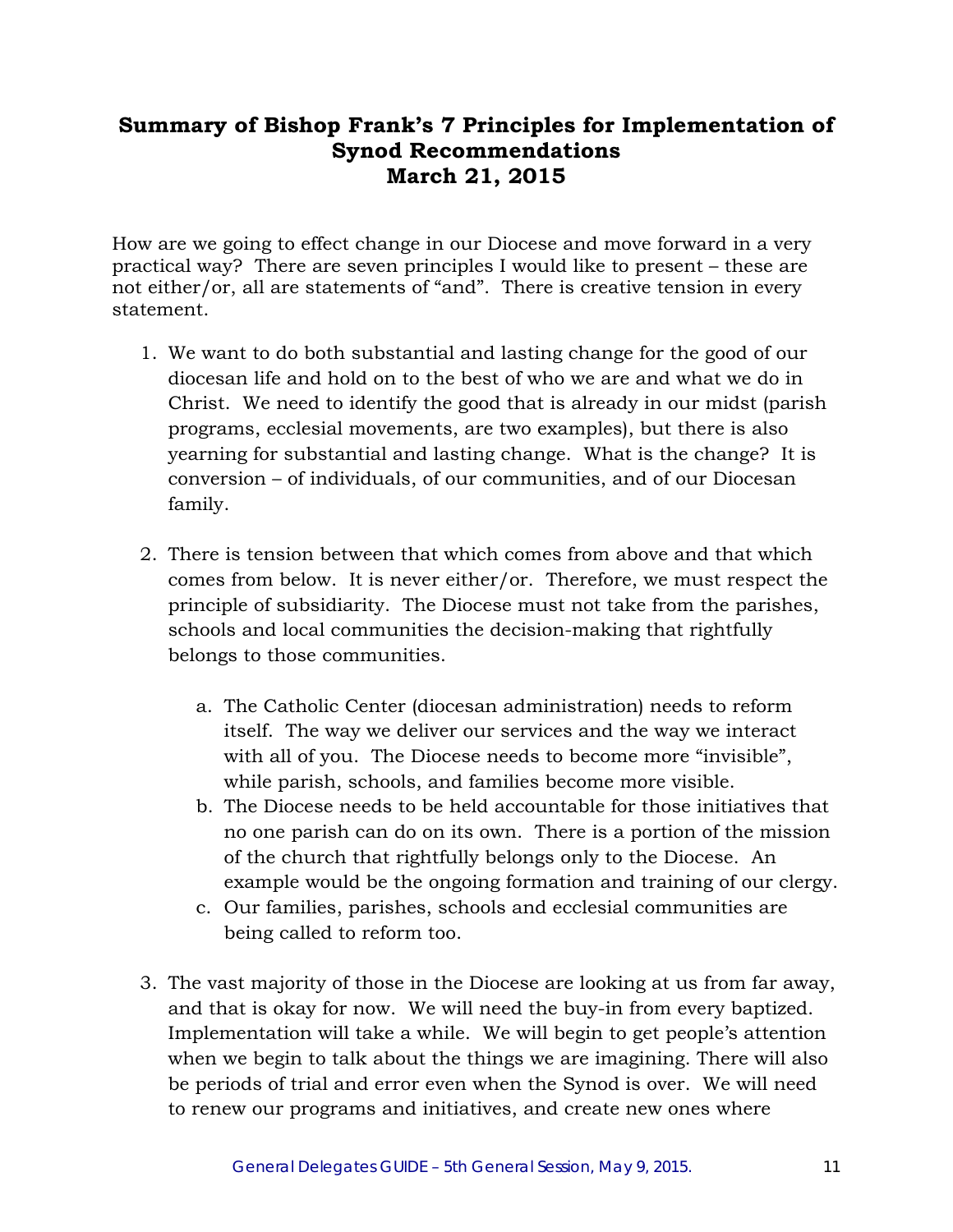## Summary of Bishop Frank's 7 Principles for Implementation of Synod Recommendations
## March 21, 2015

How are we going to effect change in our Diocese and move forward in a very practical way? There are seven principles I would like to present – these are not either/or, all are statements of "and". There is creative tension in every statement.

1. We want to do both substantial and lasting change for the good of our diocesan life and hold on to the best of who we are and what we do in Christ. We need to identify the good that is already in our midst (parish programs, ecclesial movements, are two examples), but there is also yearning for substantial and lasting change. What is the change? It is conversion – of individuals, of our communities, and of our Diocesan family.

2. There is tension between that which comes from above and that which comes from below. It is never either/or. Therefore, we must respect the principle of subsidiarity. The Diocese must not take from the parishes, schools and local communities the decision-making that rightfully belongs to those communities.

    a. The Catholic Center (diocesan administration) needs to reform itself. The way we deliver our services and the way we interact with all of you. The Diocese needs to become more "invisible", while parish, schools, and families become more visible.
    b. The Diocese needs to be held accountable for those initiatives that no one parish can do on its own. There is a portion of the mission of the church that rightfully belongs only to the Diocese. An example would be the ongoing formation and training of our clergy.
    c. Our families, parishes, schools and ecclesial communities are being called to reform too.

3. The vast majority of those in the Diocese are looking at us from far away, and that is okay for now. We will need the buy-in from every baptized. Implementation will take a while. We will begin to get people's attention when we begin to talk about the things we are imagining. There will also be periods of trial and error even when the Synod is over. We will need to renew our programs and initiatives, and create new ones where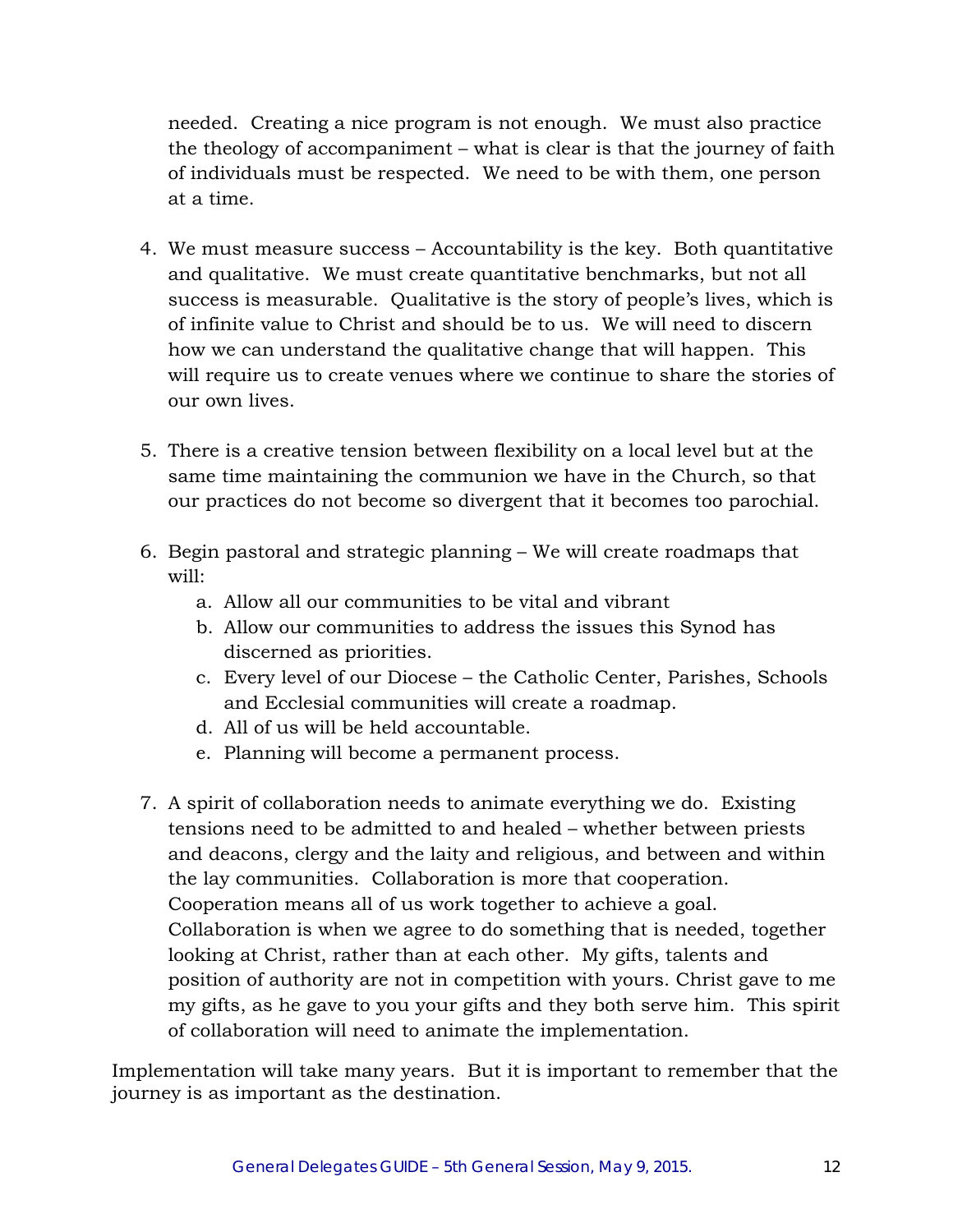needed. Creating a nice program is not enough. We must also practice the theology of accompaniment – what is clear is that the journey of faith of individuals must be respected. We need to be with them, one person at a time.

4. We must measure success – Accountability is the key. Both quantitative and qualitative. We must create quantitative benchmarks, but not all success is measurable. Qualitative is the story of people's lives, which is of infinite value to Christ and should be to us. We will need to discern how we can understand the qualitative change that will happen. This will require us to create venues where we continue to share the stories of our own lives.

5. There is a creative tension between flexibility on a local level but at the same time maintaining the communion we have in the Church, so that our practices do not become so divergent that it becomes too parochial.

6. Begin pastoral and strategic planning – We will create roadmaps that will:
   a. Allow all our communities to be vital and vibrant
   b. Allow our communities to address the issues this Synod has discerned as priorities.
   c. Every level of our Diocese – the Catholic Center, Parishes, Schools and Ecclesial communities will create a roadmap.
   d. All of us will be held accountable.
   e. Planning will become a permanent process.

7. A spirit of collaboration needs to animate everything we do. Existing tensions need to be admitted to and healed – whether between priests and deacons, clergy and the laity and religious, and between and within the lay communities. Collaboration is more that cooperation. Cooperation means all of us work together to achieve a goal. Collaboration is when we agree to do something that is needed, together looking at Christ, rather than at each other. My gifts, talents and position of authority are not in competition with yours. Christ gave to me my gifts, as he gave to you your gifts and they both serve him. This spirit of collaboration will need to animate the implementation.

Implementation will take many years. But it is important to remember that the journey is as important as the destination.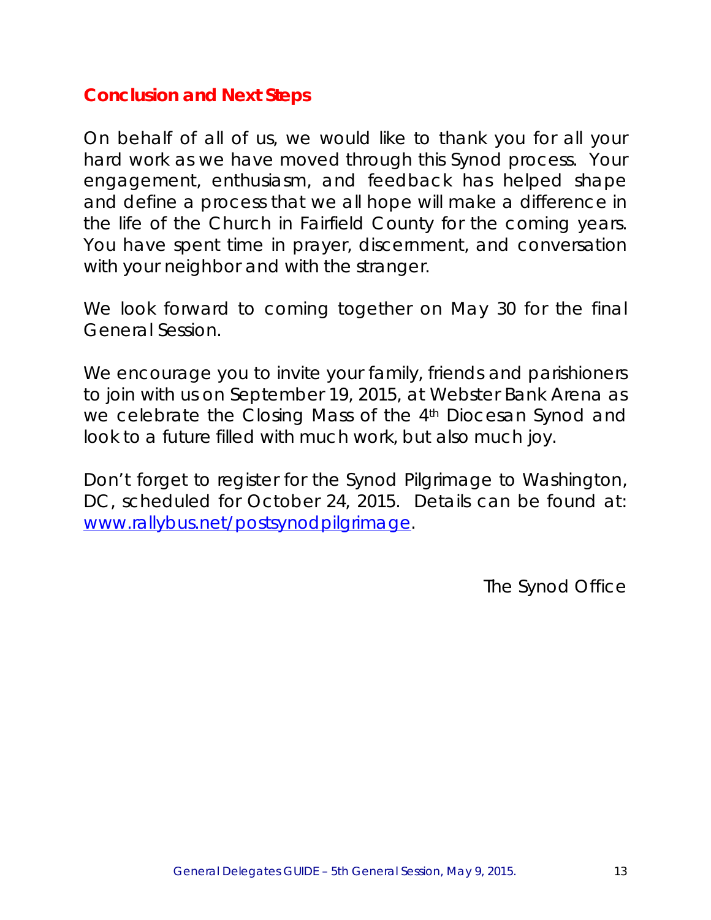## Conclusion and Next Steps

On behalf of all of us, we would like to thank you for all your hard work as we have moved through this Synod process. Your engagement, enthusiasm, and feedback has helped shape and define a process that we all hope will make a difference in the life of the Church in Fairfield County for the coming years. You have spent time in prayer, discernment, and conversation with your neighbor and with the stranger.

We look forward to coming together on May 30 for the final General Session.

We encourage you to invite your family, friends and parishioners to join with us on September 19, 2015, at Webster Bank Arena as we celebrate the Closing Mass of the 4th Diocesan Synod and look to a future filled with much work, but also much joy.

Don't forget to register for the Synod Pilgrimage to Washington, DC, scheduled for October 24, 2015. Details can be found at: [www.rallybus.net/postsynodpilgrimage](http://www.rallybus.net/postsynodpilgrimage).

The Synod Office